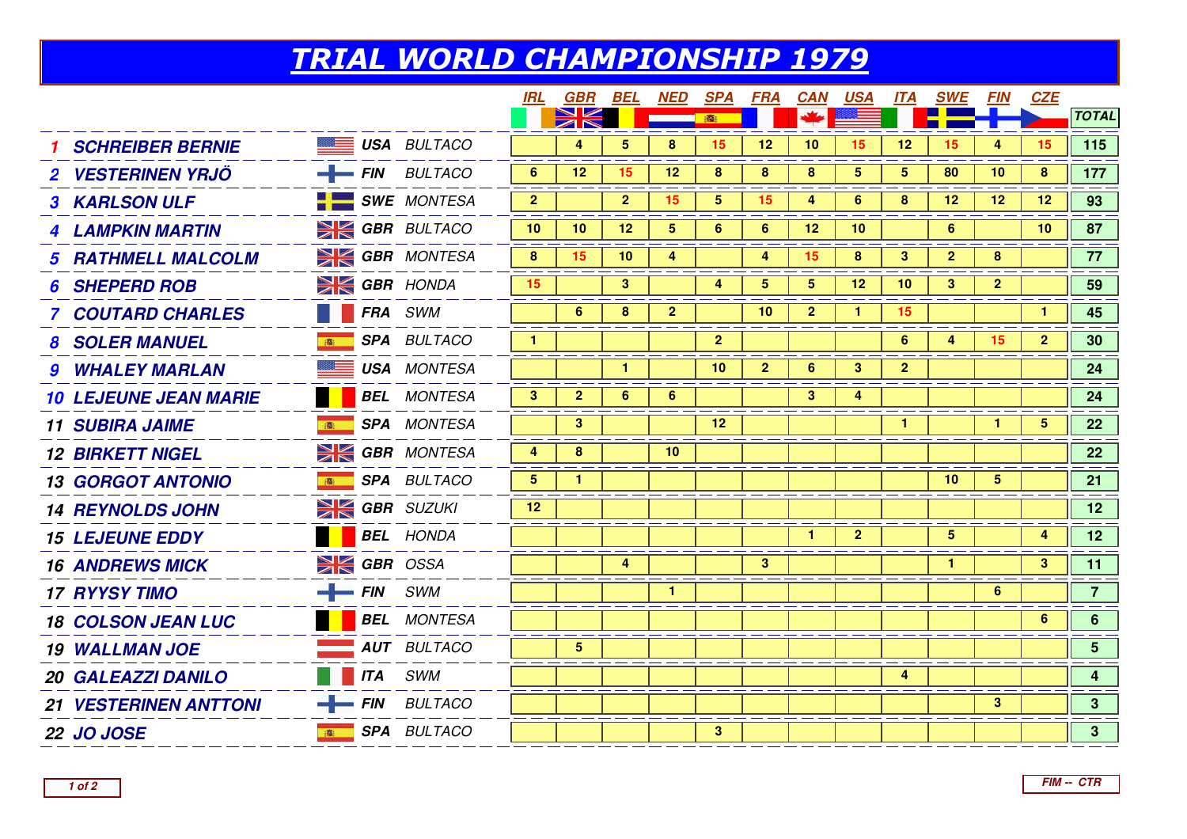# TRIAL WORLD CHAMPIONSHIP 1979

| | | | | IRL | GBR | BEL | NED | SPA | FRA | CAN | USA | ITA | SWE | FIN | CZE | TOTAL |
|---|---|---|---|---|---|---|---|---|---|---|---|---|---|---|---|---|
| 1 | SCHREIBER BERNIE | USA | BULTACO | | 4 | 5 | 8 | 15 | 12 | 10 | 15 | 12 | 15 | 4 | 15 | 115 |
| 2 | VESTERINEN YRJÖ | FIN | BULTACO | 6 | 12 | 15 | 12 | 8 | 8 | 8 | 5 | 5 | 80 | 10 | 8 | 177 |
| 3 | KARLSON ULF | SWE | MONTESA | 2 | | 2 | 15 | 5 | 15 | 4 | 6 | 8 | 12 | 12 | 12 | 93 |
| 4 | LAMPKIN MARTIN | GBR | BULTACO | 10 | 10 | 12 | 5 | 6 | 6 | 12 | 10 | | 6 | | 10 | 87 |
| 5 | RATHMELL MALCOLM | GBR | MONTESA | 8 | 15 | 10 | 4 | | 4 | 15 | 8 | 3 | 2 | 8 | | 77 |
| 6 | SHEPERD ROB | GBR | HONDA | 15 | | 3 | | 4 | 5 | 5 | 12 | 10 | 3 | 2 | | 59 |
| 7 | COUTARD CHARLES | FRA | SWM | | 6 | 8 | 2 | | 10 | 2 | 1 | 15 | | | 1 | 45 |
| 8 | SOLER MANUEL | SPA | BULTACO | 1 | | | | 2 | | | | 6 | 4 | 15 | 2 | 30 |
| 9 | WHALEY MARLAN | USA | MONTESA | | | 1 | | 10 | 2 | 6 | 3 | 2 | | | | 24 |
| 10 | LEJEUNE JEAN MARIE | BEL | MONTESA | 3 | 2 | 6 | 6 | | | 3 | 4 | | | | | 24 |
| 11 | SUBIRA JAIME | SPA | MONTESA | | 3 | | | 12 | | | | 1 | | 1 | 5 | 22 |
| 12 | BIRKETT NIGEL | GBR | MONTESA | 4 | 8 | | 10 | | | | | | | | | 22 |
| 13 | GORGOT ANTONIO | SPA | BULTACO | 5 | 1 | | | | | | | | 10 | 5 | | 21 |
| 14 | REYNOLDS JOHN | GBR | SUZUKI | 12 | | | | | | | | | | | | 12 |
| 15 | LEJEUNE EDDY | BEL | HONDA | | | | | | | 1 | 2 | | 5 | | 4 | 12 |
| 16 | ANDREWS MICK | GBR | OSSA | | | 4 | | | 3 | | | | 1 | | 3 | 11 |
| 17 | RYYSY TIMO | FIN | SWM | | | | 1 | | | | | | | 6 | | 7 |
| 18 | COLSON JEAN LUC | BEL | MONTESA | | | | | | | | | | | | 6 | 6 |
| 19 | WALLMAN JOE | AUT | BULTACO | | 5 | | | | | | | | | | | 5 |
| 20 | GALEAZZI DANILO | ITA | SWM | | | | | | | | | 4 | | | | 4 |
| 21 | VESTERINEN ANTTONI | FIN | BULTACO | | | | | | | | | | | 3 | | 3 |
| 22 | JO JOSE | SPA | BULTACO | | | | | 3 | | | | | | | | 3 |

FIM -- CTR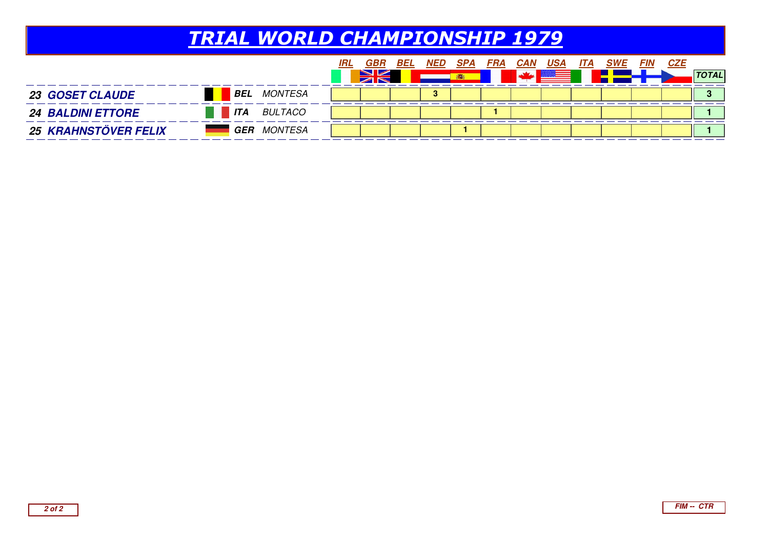# TRIAL WORLD CHAMPIONSHIP 1979

| | | | IRL | GBR | BEL | NED | SPA | FRA | CAN | USA | ITA | SWE | FIN | CZE | TOTAL |
|---|---|---|---|---|---|---|---|---|---|---|---|---|---|---|---|
| 23 GOSET CLAUDE | BEL | MONTESA | | | | 3 | | | | | | | | | 3 |
| 24 BALDINI ETTORE | ITA | BULTACO | | | | | | 1 | | | | | | | 1 |
| 25 KRAHNSTÖVER FELIX | GER | MONTESA | | | | | 1 | | | | | | | | 1 |

FIM -- CTR